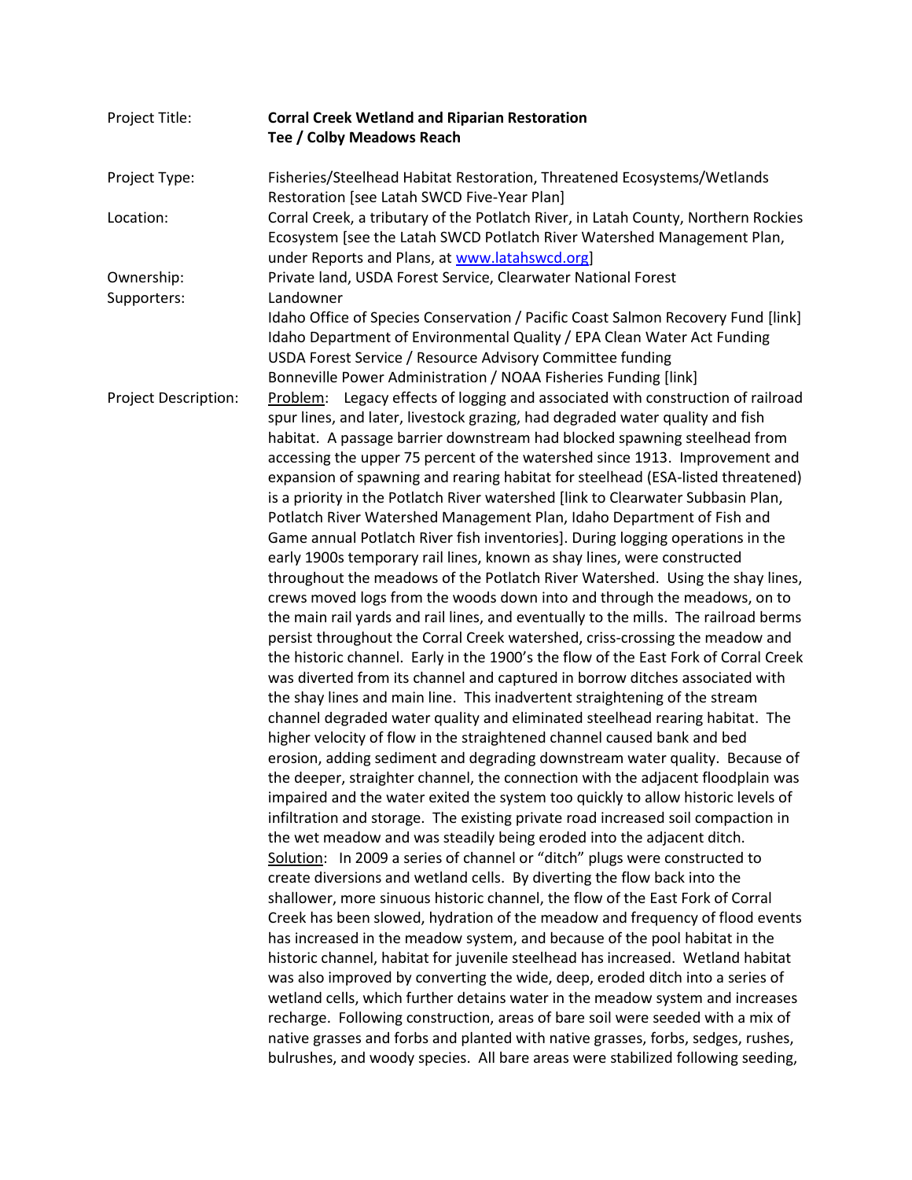| | |
|---|---|
| Project Title: | **Corral Creek Wetland and Riparian Restoration** **Tee / Colby Meadows Reach** |
| Project Type: | Fisheries/Steelhead Habitat Restoration, Threatened Ecosystems/Wetlands Restoration [see Latah SWCD Five-Year Plan] |
| Location: | Corral Creek, a tributary of the Potlatch River, in Latah County, Northern Rockies Ecosystem [see the Latah SWCD Potlatch River Watershed Management Plan, under Reports and Plans, at [www.latahswcd.org](http://www.latahswcd.org)] |
| Ownership: | Private land, USDA Forest Service, Clearwater National Forest |
| Supporters: | Landowner<br>Idaho Office of Species Conservation / Pacific Coast Salmon Recovery Fund [link]<br>Idaho Department of Environmental Quality / EPA Clean Water Act Funding<br>USDA Forest Service / Resource Advisory Committee funding<br>Bonneville Power Administration / NOAA Fisheries Funding [link] |

Project Description:

Problem: Legacy effects of logging and associated with construction of railroad spur lines, and later, livestock grazing, had degraded water quality and fish habitat. A passage barrier downstream had blocked spawning steelhead from accessing the upper 75 percent of the watershed since 1913. Improvement and expansion of spawning and rearing habitat for steelhead (ESA-listed threatened) is a priority in the Potlatch River watershed [link to Clearwater Subbasin Plan, Potlatch River Watershed Management Plan, Idaho Department of Fish and Game annual Potlatch River fish inventories]. During logging operations in the early 1900s temporary rail lines, known as shay lines, were constructed throughout the meadows of the Potlatch River Watershed. Using the shay lines, crews moved logs from the woods down into and through the meadows, on to the main rail yards and rail lines, and eventually to the mills. The railroad berms persist throughout the Corral Creek watershed, criss-crossing the meadow and the historic channel. Early in the 1900's the flow of the East Fork of Corral Creek was diverted from its channel and captured in borrow ditches associated with the shay lines and main line. This inadvertent straightening of the stream channel degraded water quality and eliminated steelhead rearing habitat. The higher velocity of flow in the straightened channel caused bank and bed erosion, adding sediment and degrading downstream water quality. Because of the deeper, straighter channel, the connection with the adjacent floodplain was impaired and the water exited the system too quickly to allow historic levels of infiltration and storage. The existing private road increased soil compaction in the wet meadow and was steadily being eroded into the adjacent ditch.

Solution: In 2009 a series of channel or "ditch" plugs were constructed to create diversions and wetland cells. By diverting the flow back into the shallower, more sinuous historic channel, the flow of the East Fork of Corral Creek has been slowed, hydration of the meadow and frequency of flood events has increased in the meadow system, and because of the pool habitat in the historic channel, habitat for juvenile steelhead has increased. Wetland habitat was also improved by converting the wide, deep, eroded ditch into a series of wetland cells, which further detains water in the meadow system and increases recharge. Following construction, areas of bare soil were seeded with a mix of native grasses and forbs and planted with native grasses, forbs, sedges, rushes, bulrushes, and woody species. All bare areas were stabilized following seeding,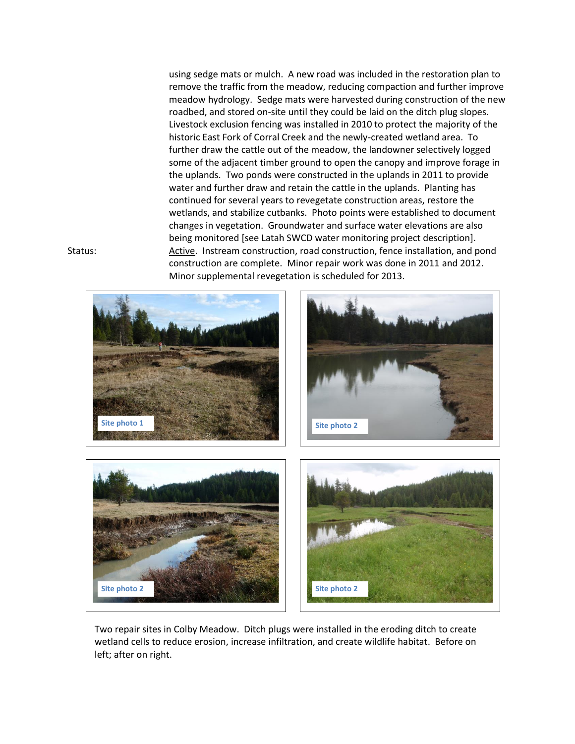using sedge mats or mulch. A new road was included in the restoration plan to remove the traffic from the meadow, reducing compaction and further improve meadow hydrology. Sedge mats were harvested during construction of the new roadbed, and stored on-site until they could be laid on the ditch plug slopes. Livestock exclusion fencing was installed in 2010 to protect the majority of the historic East Fork of Corral Creek and the newly-created wetland area. To further draw the cattle out of the meadow, the landowner selectively logged some of the adjacent timber ground to open the canopy and improve forage in the uplands. Two ponds were constructed in the uplands in 2011 to provide water and further draw and retain the cattle in the uplands. Planting has continued for several years to revegetate construction areas, restore the wetlands, and stabilize cutbanks. Photo points were established to document changes in vegetation. Groundwater and surface water elevations are also being monitored [see Latah SWCD water monitoring project description].

Status: Active. Instream construction, road construction, fence installation, and pond construction are complete. Minor repair work was done in 2011 and 2012. Minor supplemental revegetation is scheduled for 2013.

Site photo 1

Site photo 2

Site photo 2

Site photo 2

Two repair sites in Colby Meadow. Ditch plugs were installed in the eroding ditch to create wetland cells to reduce erosion, increase infiltration, and create wildlife habitat. Before on left; after on right.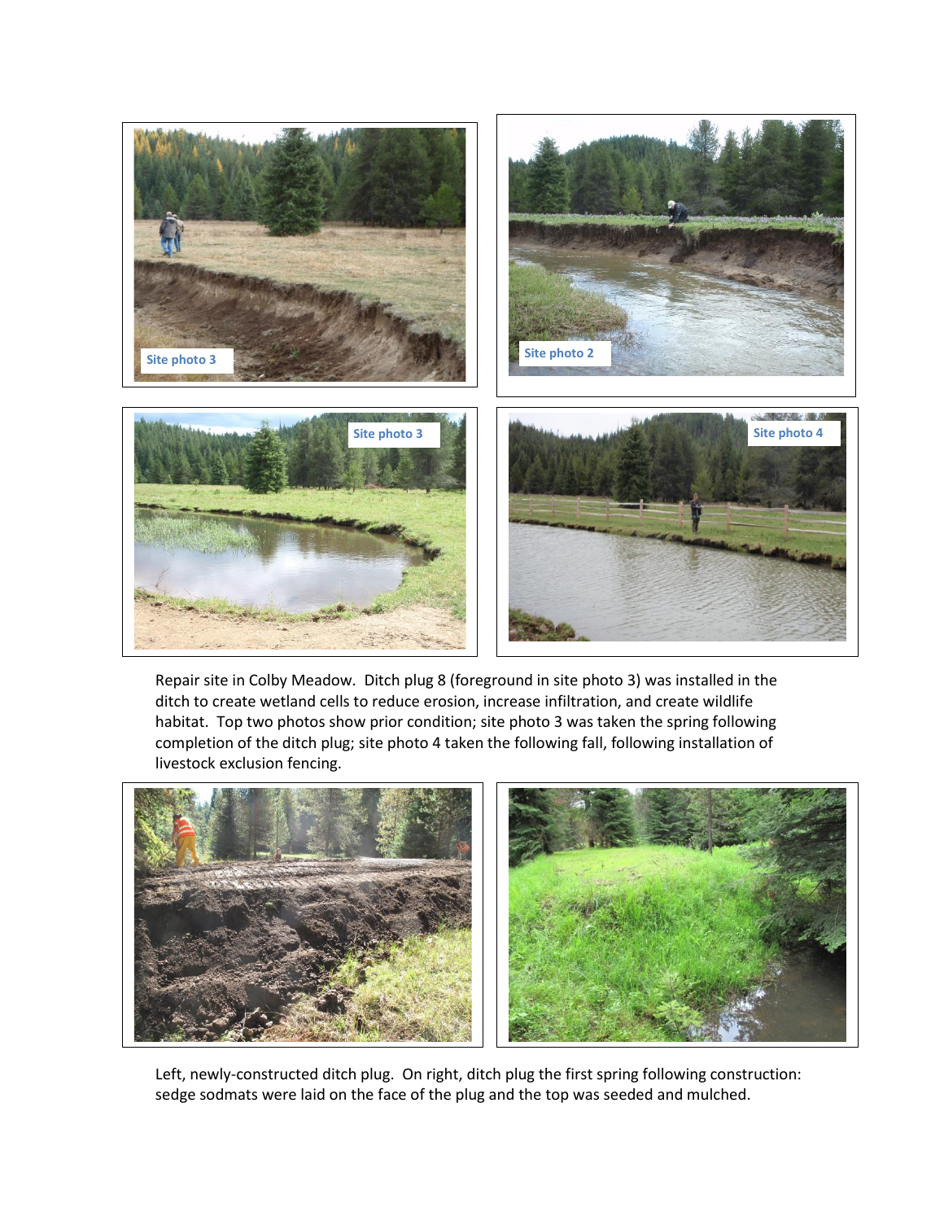Repair site in Colby Meadow. Ditch plug 8 (foreground in site photo 3) was installed in the ditch to create wetland cells to reduce erosion, increase infiltration, and create wildlife habitat. Top two photos show prior condition; site photo 3 was taken the spring following completion of the ditch plug; site photo 4 taken the following fall, following installation of livestock exclusion fencing.

Left, newly-constructed ditch plug. On right, ditch plug the first spring following construction: sedge sodmats were laid on the face of the plug and the top was seeded and mulched.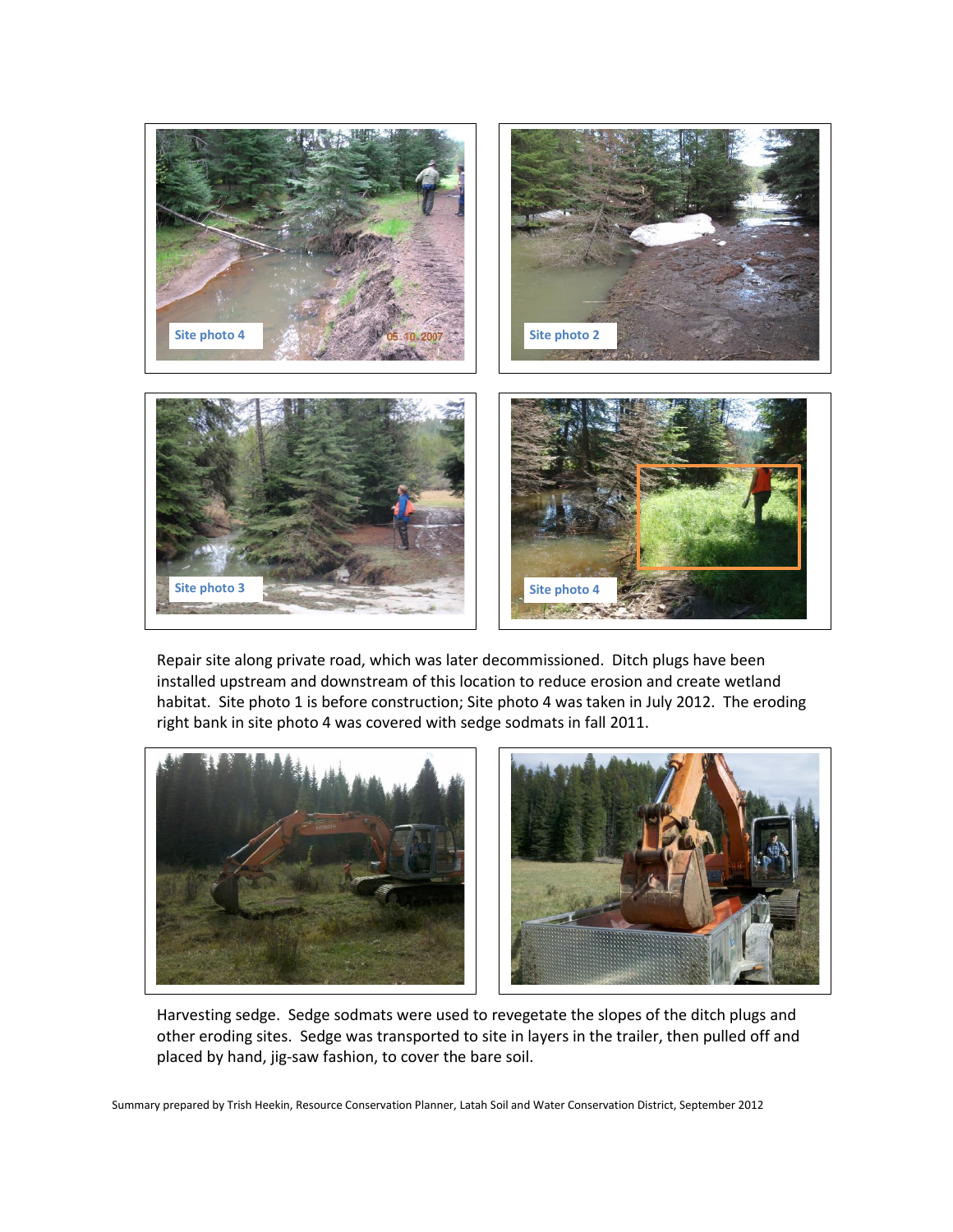Site photo 4

Site photo 2

Site photo 3

Site photo 4

Repair site along private road, which was later decommissioned. Ditch plugs have been installed upstream and downstream of this location to reduce erosion and create wetland habitat. Site photo 1 is before construction; Site photo 4 was taken in July 2012. The eroding right bank in site photo 4 was covered with sedge sodmats in fall 2011.

Harvesting sedge. Sedge sodmats were used to revegetate the slopes of the ditch plugs and other eroding sites. Sedge was transported to site in layers in the trailer, then pulled off and placed by hand, jig-saw fashion, to cover the bare soil.

Summary prepared by Trish Heekin, Resource Conservation Planner, Latah Soil and Water Conservation District, September 2012